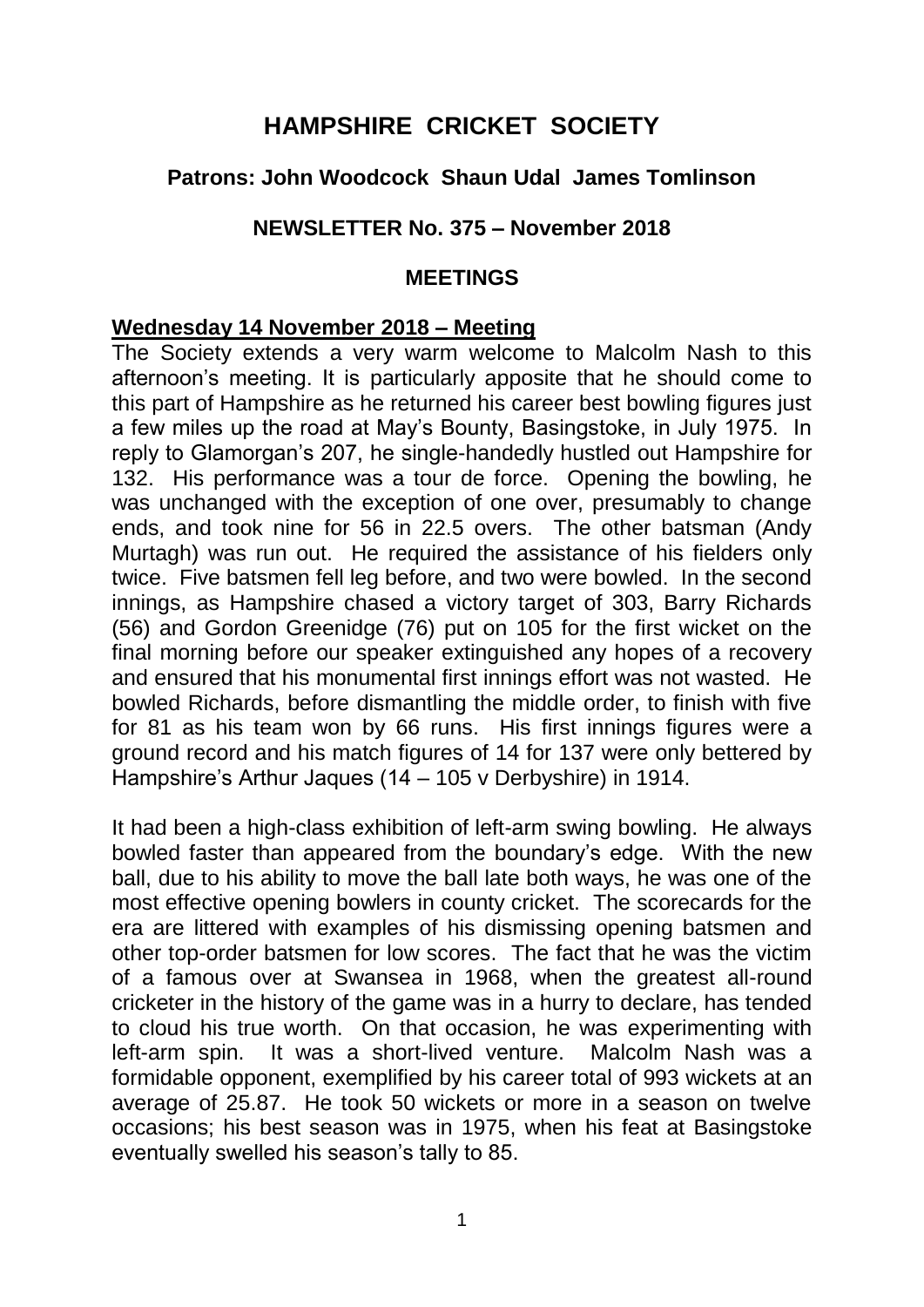# HAMPSHIRE CRICKET SOCIETY

### Patrons: John Woodcock Shaun Udal James Tomlinson

### NEWSLETTER No. 375 – November 2018

### MEETINGS

**Wednesday 14 November 2018 – Meeting**

The Society extends a very warm welcome to Malcolm Nash to this afternoon's meeting. It is particularly apposite that he should come to this part of Hampshire as he returned his career best bowling figures just a few miles up the road at May's Bounty, Basingstoke, in July 1975. In reply to Glamorgan's 207, he single-handedly hustled out Hampshire for 132. His performance was a tour de force. Opening the bowling, he was unchanged with the exception of one over, presumably to change ends, and took nine for 56 in 22.5 overs. The other batsman (Andy Murtagh) was run out. He required the assistance of his fielders only twice. Five batsmen fell leg before, and two were bowled. In the second innings, as Hampshire chased a victory target of 303, Barry Richards (56) and Gordon Greenidge (76) put on 105 for the first wicket on the final morning before our speaker extinguished any hopes of a recovery and ensured that his monumental first innings effort was not wasted. He bowled Richards, before dismantling the middle order, to finish with five for 81 as his team won by 66 runs. His first innings figures were a ground record and his match figures of 14 for 137 were only bettered by Hampshire's Arthur Jaques (14 – 105 v Derbyshire) in 1914.

It had been a high-class exhibition of left-arm swing bowling. He always bowled faster than appeared from the boundary's edge. With the new ball, due to his ability to move the ball late both ways, he was one of the most effective opening bowlers in county cricket. The scorecards for the era are littered with examples of his dismissing opening batsmen and other top-order batsmen for low scores. The fact that he was the victim of a famous over at Swansea in 1968, when the greatest all-round cricketer in the history of the game was in a hurry to declare, has tended to cloud his true worth. On that occasion, he was experimenting with left-arm spin. It was a short-lived venture. Malcolm Nash was a formidable opponent, exemplified by his career total of 993 wickets at an average of 25.87. He took 50 wickets or more in a season on twelve occasions; his best season was in 1975, when his feat at Basingstoke eventually swelled his season's tally to 85.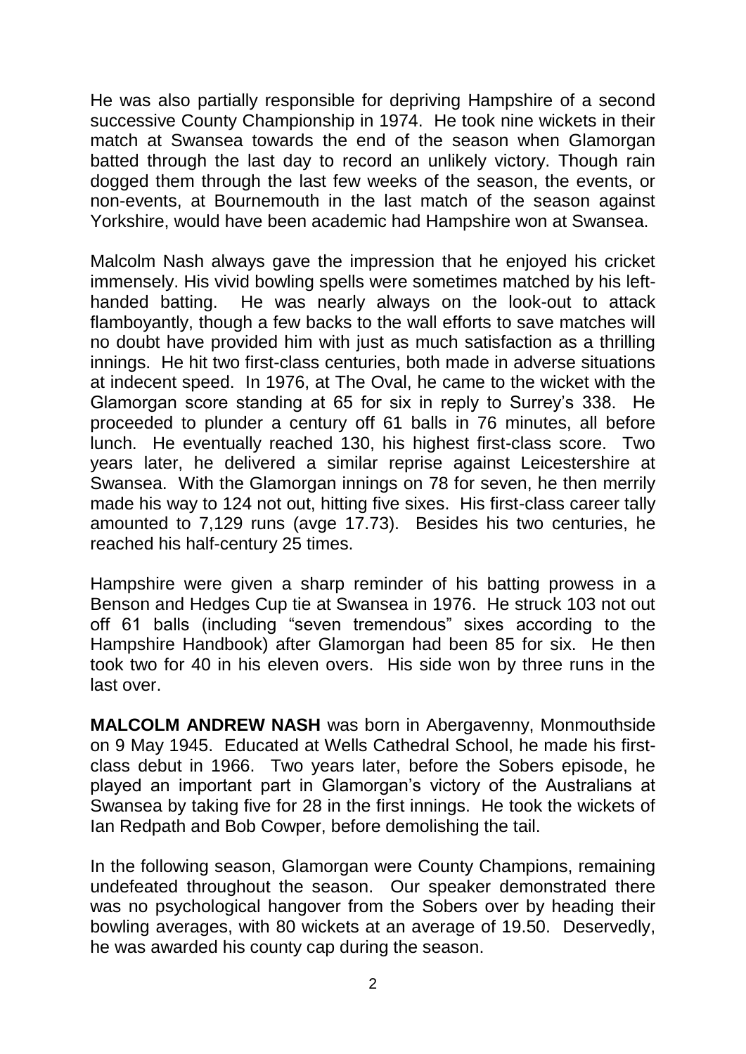He was also partially responsible for depriving Hampshire of a second successive County Championship in 1974. He took nine wickets in their match at Swansea towards the end of the season when Glamorgan batted through the last day to record an unlikely victory. Though rain dogged them through the last few weeks of the season, the events, or non-events, at Bournemouth in the last match of the season against Yorkshire, would have been academic had Hampshire won at Swansea.

Malcolm Nash always gave the impression that he enjoyed his cricket immensely. His vivid bowling spells were sometimes matched by his left-handed batting. He was nearly always on the look-out to attack flamboyantly, though a few backs to the wall efforts to save matches will no doubt have provided him with just as much satisfaction as a thrilling innings. He hit two first-class centuries, both made in adverse situations at indecent speed. In 1976, at The Oval, he came to the wicket with the Glamorgan score standing at 65 for six in reply to Surrey's 338. He proceeded to plunder a century off 61 balls in 76 minutes, all before lunch. He eventually reached 130, his highest first-class score. Two years later, he delivered a similar reprise against Leicestershire at Swansea. With the Glamorgan innings on 78 for seven, he then merrily made his way to 124 not out, hitting five sixes. His first-class career tally amounted to 7,129 runs (avge 17.73). Besides his two centuries, he reached his half-century 25 times.

Hampshire were given a sharp reminder of his batting prowess in a Benson and Hedges Cup tie at Swansea in 1976. He struck 103 not out off 61 balls (including "seven tremendous" sixes according to the Hampshire Handbook) after Glamorgan had been 85 for six. He then took two for 40 in his eleven overs. His side won by three runs in the last over.

**MALCOLM ANDREW NASH** was born in Abergavenny, Monmouthside on 9 May 1945. Educated at Wells Cathedral School, he made his first-class debut in 1966. Two years later, before the Sobers episode, he played an important part in Glamorgan's victory of the Australians at Swansea by taking five for 28 in the first innings. He took the wickets of Ian Redpath and Bob Cowper, before demolishing the tail.

In the following season, Glamorgan were County Champions, remaining undefeated throughout the season. Our speaker demonstrated there was no psychological hangover from the Sobers over by heading their bowling averages, with 80 wickets at an average of 19.50. Deservedly, he was awarded his county cap during the season.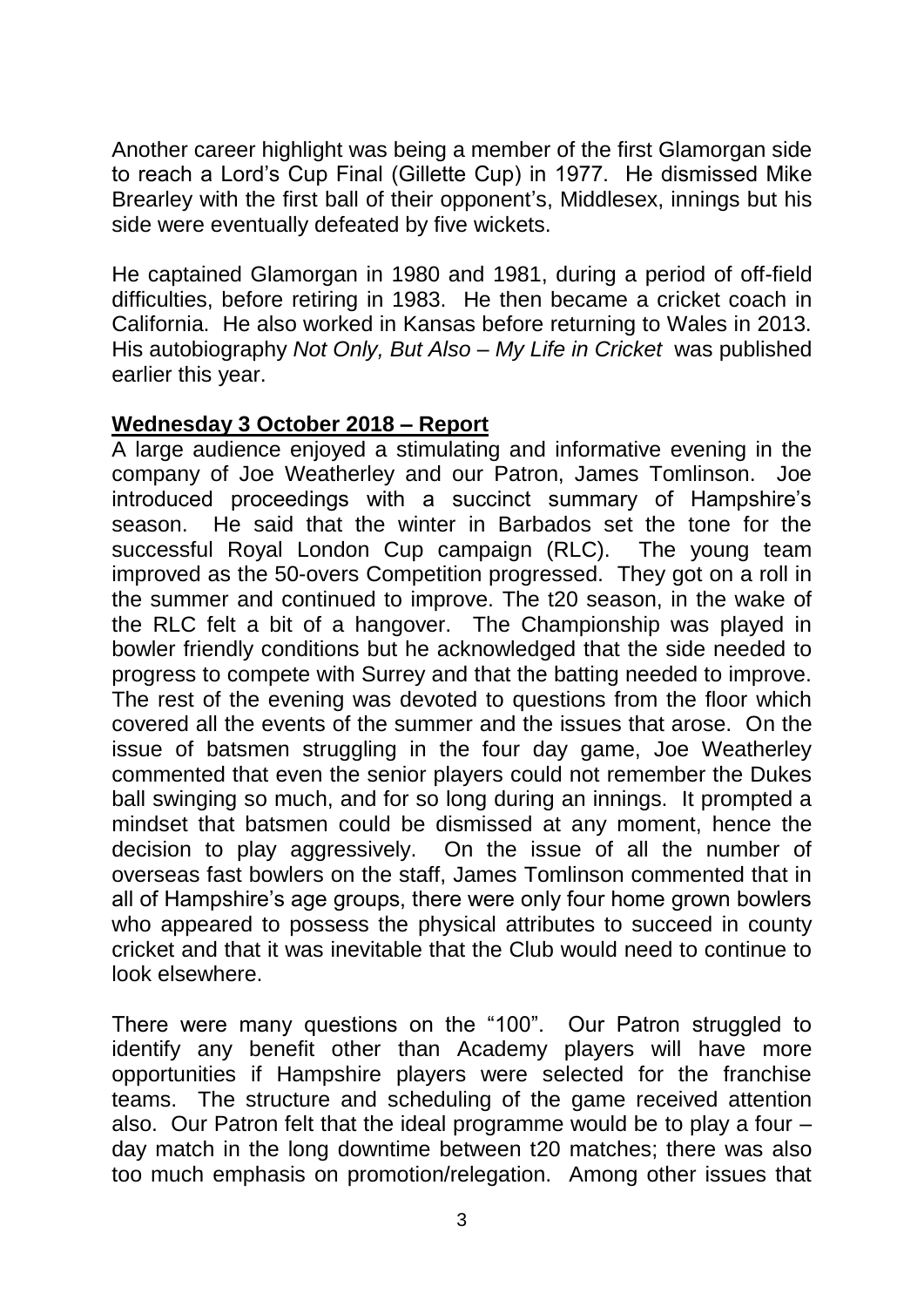Another career highlight was being a member of the first Glamorgan side to reach a Lord's Cup Final (Gillette Cup) in 1977. He dismissed Mike Brearley with the first ball of their opponent's, Middlesex, innings but his side were eventually defeated by five wickets.

He captained Glamorgan in 1980 and 1981, during a period of off-field difficulties, before retiring in 1983. He then became a cricket coach in California. He also worked in Kansas before returning to Wales in 2013. His autobiography *Not Only, But Also – My Life in Cricket* was published earlier this year.

**Wednesday 3 October 2018 – Report**

A large audience enjoyed a stimulating and informative evening in the company of Joe Weatherley and our Patron, James Tomlinson. Joe introduced proceedings with a succinct summary of Hampshire's season. He said that the winter in Barbados set the tone for the successful Royal London Cup campaign (RLC). The young team improved as the 50-overs Competition progressed. They got on a roll in the summer and continued to improve. The t20 season, in the wake of the RLC felt a bit of a hangover. The Championship was played in bowler friendly conditions but he acknowledged that the side needed to progress to compete with Surrey and that the batting needed to improve. The rest of the evening was devoted to questions from the floor which covered all the events of the summer and the issues that arose. On the issue of batsmen struggling in the four day game, Joe Weatherley commented that even the senior players could not remember the Dukes ball swinging so much, and for so long during an innings. It prompted a mindset that batsmen could be dismissed at any moment, hence the decision to play aggressively. On the issue of all the number of overseas fast bowlers on the staff, James Tomlinson commented that in all of Hampshire's age groups, there were only four home grown bowlers who appeared to possess the physical attributes to succeed in county cricket and that it was inevitable that the Club would need to continue to look elsewhere.

There were many questions on the "100". Our Patron struggled to identify any benefit other than Academy players will have more opportunities if Hampshire players were selected for the franchise teams. The structure and scheduling of the game received attention also. Our Patron felt that the ideal programme would be to play a four – day match in the long downtime between t20 matches; there was also too much emphasis on promotion/relegation. Among other issues that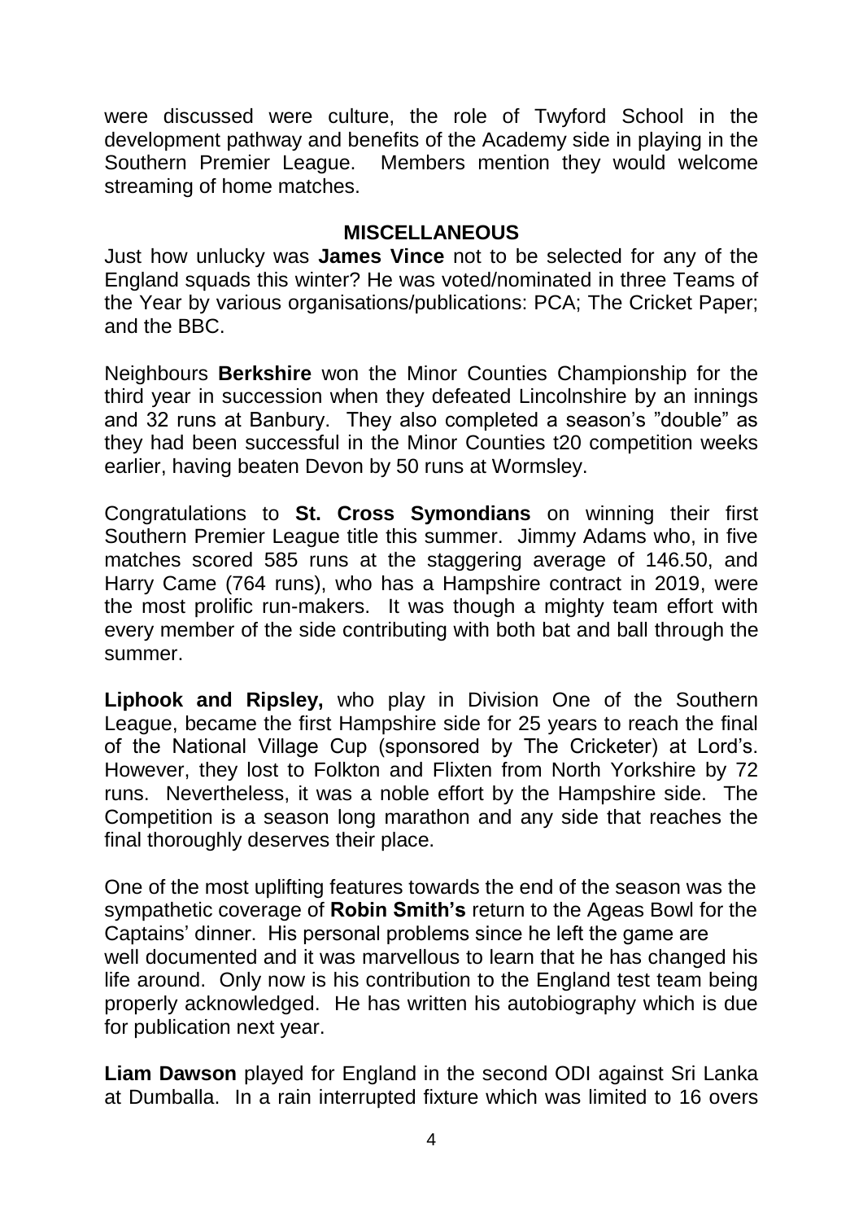were discussed were culture, the role of Twyford School in the development pathway and benefits of the Academy side in playing in the Southern Premier League. Members mention they would welcome streaming of home matches.

## MISCELLANEOUS

Just how unlucky was **James Vince** not to be selected for any of the England squads this winter? He was voted/nominated in three Teams of the Year by various organisations/publications: PCA; The Cricket Paper; and the BBC.

Neighbours **Berkshire** won the Minor Counties Championship for the third year in succession when they defeated Lincolnshire by an innings and 32 runs at Banbury. They also completed a season's "double" as they had been successful in the Minor Counties t20 competition weeks earlier, having beaten Devon by 50 runs at Wormsley.

Congratulations to **St. Cross Symondians** on winning their first Southern Premier League title this summer. Jimmy Adams who, in five matches scored 585 runs at the staggering average of 146.50, and Harry Came (764 runs), who has a Hampshire contract in 2019, were the most prolific run-makers. It was though a mighty team effort with every member of the side contributing with both bat and ball through the summer.

**Liphook and Ripsley,** who play in Division One of the Southern League, became the first Hampshire side for 25 years to reach the final of the National Village Cup (sponsored by The Cricketer) at Lord's. However, they lost to Folkton and Flixten from North Yorkshire by 72 runs. Nevertheless, it was a noble effort by the Hampshire side. The Competition is a season long marathon and any side that reaches the final thoroughly deserves their place.

One of the most uplifting features towards the end of the season was the sympathetic coverage of **Robin Smith's** return to the Ageas Bowl for the Captains' dinner. His personal problems since he left the game are well documented and it was marvellous to learn that he has changed his life around. Only now is his contribution to the England test team being properly acknowledged. He has written his autobiography which is due for publication next year.

**Liam Dawson** played for England in the second ODI against Sri Lanka at Dumballa. In a rain interrupted fixture which was limited to 16 overs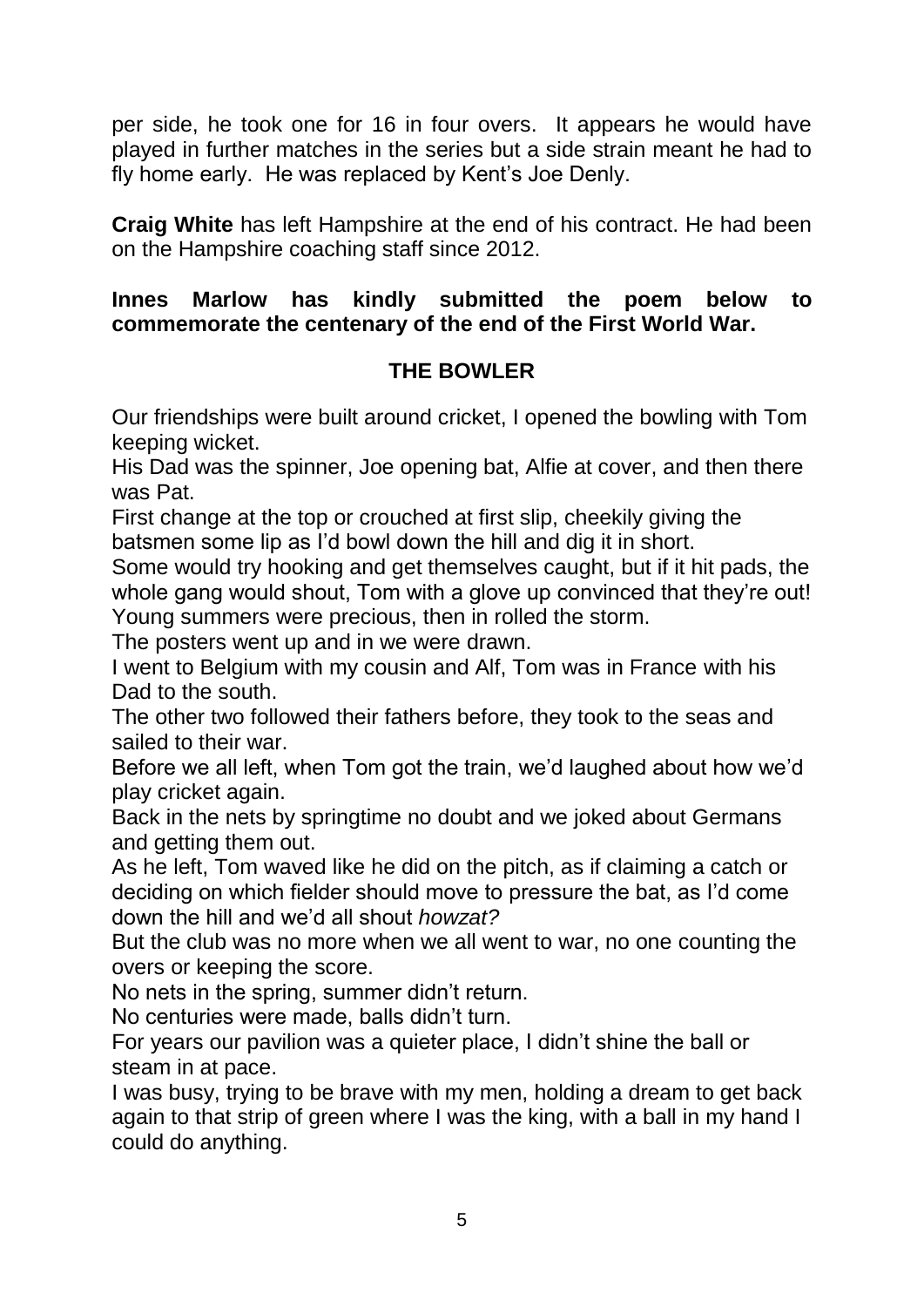per side, he took one for 16 in four overs. It appears he would have played in further matches in the series but a side strain meant he had to fly home early. He was replaced by Kent's Joe Denly.

**Craig White** has left Hampshire at the end of his contract. He had been on the Hampshire coaching staff since 2012.

**Innes Marlow has kindly submitted the poem below to commemorate the centenary of the end of the First World War.**

## THE BOWLER

Our friendships were built around cricket, I opened the bowling with Tom keeping wicket.
His Dad was the spinner, Joe opening bat, Alfie at cover, and then there was Pat.
First change at the top or crouched at first slip, cheekily giving the batsmen some lip as I'd bowl down the hill and dig it in short.
Some would try hooking and get themselves caught, but if it hit pads, the whole gang would shout, Tom with a glove up convinced that they're out!
Young summers were precious, then in rolled the storm.
The posters went up and in we were drawn.
I went to Belgium with my cousin and Alf, Tom was in France with his Dad to the south.
The other two followed their fathers before, they took to the seas and sailed to their war.
Before we all left, when Tom got the train, we'd laughed about how we'd play cricket again.
Back in the nets by springtime no doubt and we joked about Germans and getting them out.
As he left, Tom waved like he did on the pitch, as if claiming a catch or deciding on which fielder should move to pressure the bat, as I'd come down the hill and we'd all shout *howzat?*
But the club was no more when we all went to war, no one counting the overs or keeping the score.
No nets in the spring, summer didn't return.
No centuries were made, balls didn't turn.
For years our pavilion was a quieter place, I didn't shine the ball or steam in at pace.
I was busy, trying to be brave with my men, holding a dream to get back again to that strip of green where I was the king, with a ball in my hand I could do anything.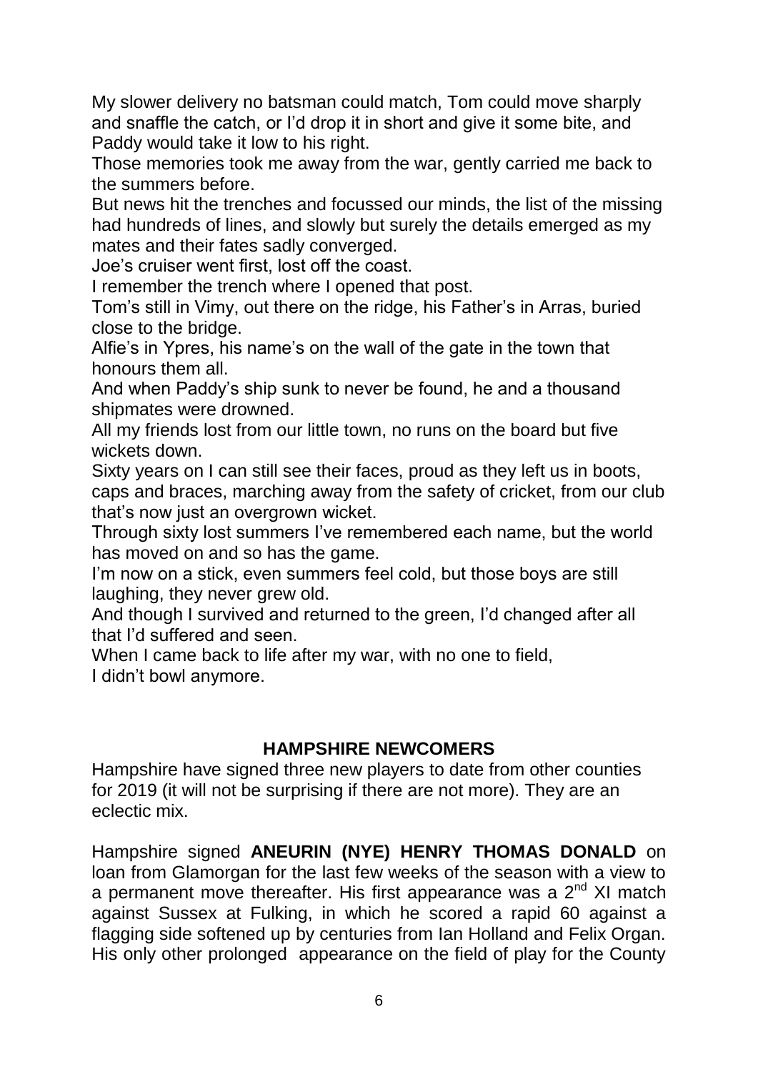My slower delivery no batsman could match, Tom could move sharply and snaffle the catch, or I'd drop it in short and give it some bite, and Paddy would take it low to his right.

Those memories took me away from the war, gently carried me back to the summers before.

But news hit the trenches and focussed our minds, the list of the missing had hundreds of lines, and slowly but surely the details emerged as my mates and their fates sadly converged.

Joe's cruiser went first, lost off the coast.

I remember the trench where I opened that post.

Tom's still in Vimy, out there on the ridge, his Father's in Arras, buried close to the bridge.

Alfie's in Ypres, his name's on the wall of the gate in the town that honours them all.

And when Paddy's ship sunk to never be found, he and a thousand shipmates were drowned.

All my friends lost from our little town, no runs on the board but five wickets down.

Sixty years on I can still see their faces, proud as they left us in boots, caps and braces, marching away from the safety of cricket, from our club that's now just an overgrown wicket.

Through sixty lost summers I've remembered each name, but the world has moved on and so has the game.

I'm now on a stick, even summers feel cold, but those boys are still laughing, they never grew old.

And though I survived and returned to the green, I'd changed after all that I'd suffered and seen.

When I came back to life after my war, with no one to field,
I didn't bowl anymore.

## HAMPSHIRE NEWCOMERS

Hampshire have signed three new players to date from other counties for 2019 (it will not be surprising if there are not more). They are an eclectic mix.

Hampshire signed **ANEURIN (NYE) HENRY THOMAS DONALD** on loan from Glamorgan for the last few weeks of the season with a view to a permanent move thereafter. His first appearance was a 2nd XI match against Sussex at Fulking, in which he scored a rapid 60 against a flagging side softened up by centuries from Ian Holland and Felix Organ. His only other prolonged appearance on the field of play for the County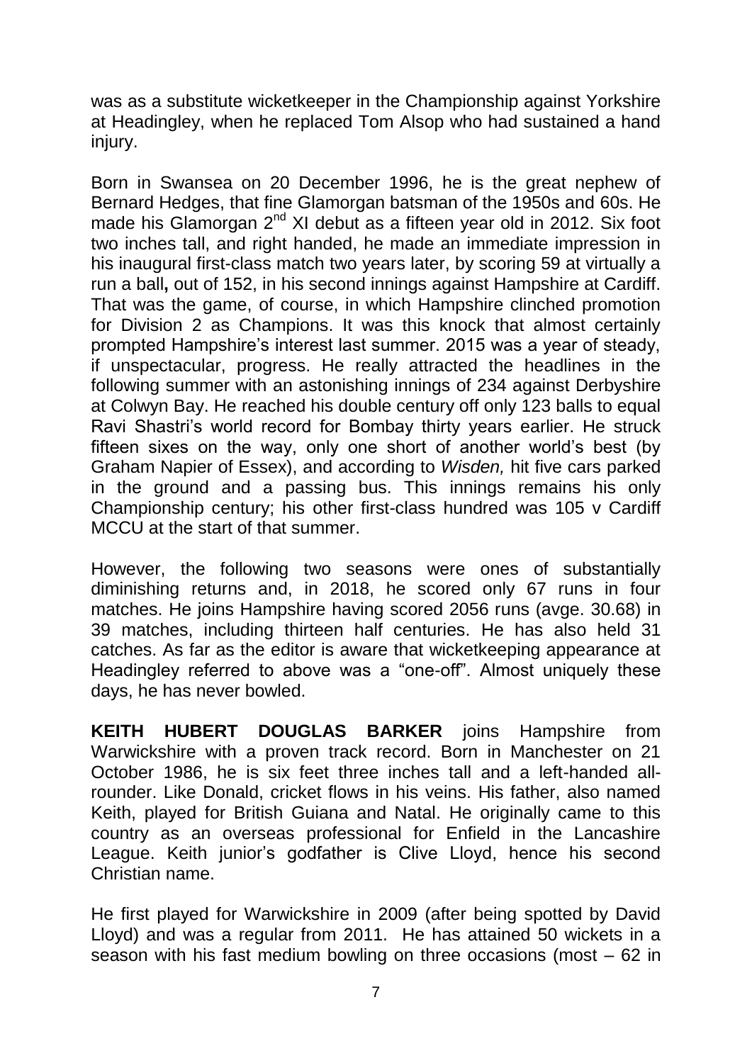was as a substitute wicketkeeper in the Championship against Yorkshire at Headingley, when he replaced Tom Alsop who had sustained a hand injury.

Born in Swansea on 20 December 1996, he is the great nephew of Bernard Hedges, that fine Glamorgan batsman of the 1950s and 60s. He made his Glamorgan 2nd XI debut as a fifteen year old in 2012. Six foot two inches tall, and right handed, he made an immediate impression in his inaugural first-class match two years later, by scoring 59 at virtually a run a ball**,** out of 152, in his second innings against Hampshire at Cardiff. That was the game, of course, in which Hampshire clinched promotion for Division 2 as Champions. It was this knock that almost certainly prompted Hampshire's interest last summer. 2015 was a year of steady, if unspectacular, progress. He really attracted the headlines in the following summer with an astonishing innings of 234 against Derbyshire at Colwyn Bay. He reached his double century off only 123 balls to equal Ravi Shastri's world record for Bombay thirty years earlier. He struck fifteen sixes on the way, only one short of another world's best (by Graham Napier of Essex), and according to *Wisden,* hit five cars parked in the ground and a passing bus. This innings remains his only Championship century; his other first-class hundred was 105 v Cardiff MCCU at the start of that summer.

However, the following two seasons were ones of substantially diminishing returns and, in 2018, he scored only 67 runs in four matches. He joins Hampshire having scored 2056 runs (avge. 30.68) in 39 matches, including thirteen half centuries. He has also held 31 catches. As far as the editor is aware that wicketkeeping appearance at Headingley referred to above was a "one-off". Almost uniquely these days, he has never bowled.

**KEITH HUBERT DOUGLAS BARKER** joins Hampshire from Warwickshire with a proven track record. Born in Manchester on 21 October 1986, he is six feet three inches tall and a left-handed all-rounder. Like Donald, cricket flows in his veins. His father, also named Keith, played for British Guiana and Natal. He originally came to this country as an overseas professional for Enfield in the Lancashire League. Keith junior's godfather is Clive Lloyd, hence his second Christian name.

He first played for Warwickshire in 2009 (after being spotted by David Lloyd) and was a regular from 2011. He has attained 50 wickets in a season with his fast medium bowling on three occasions (most – 62 in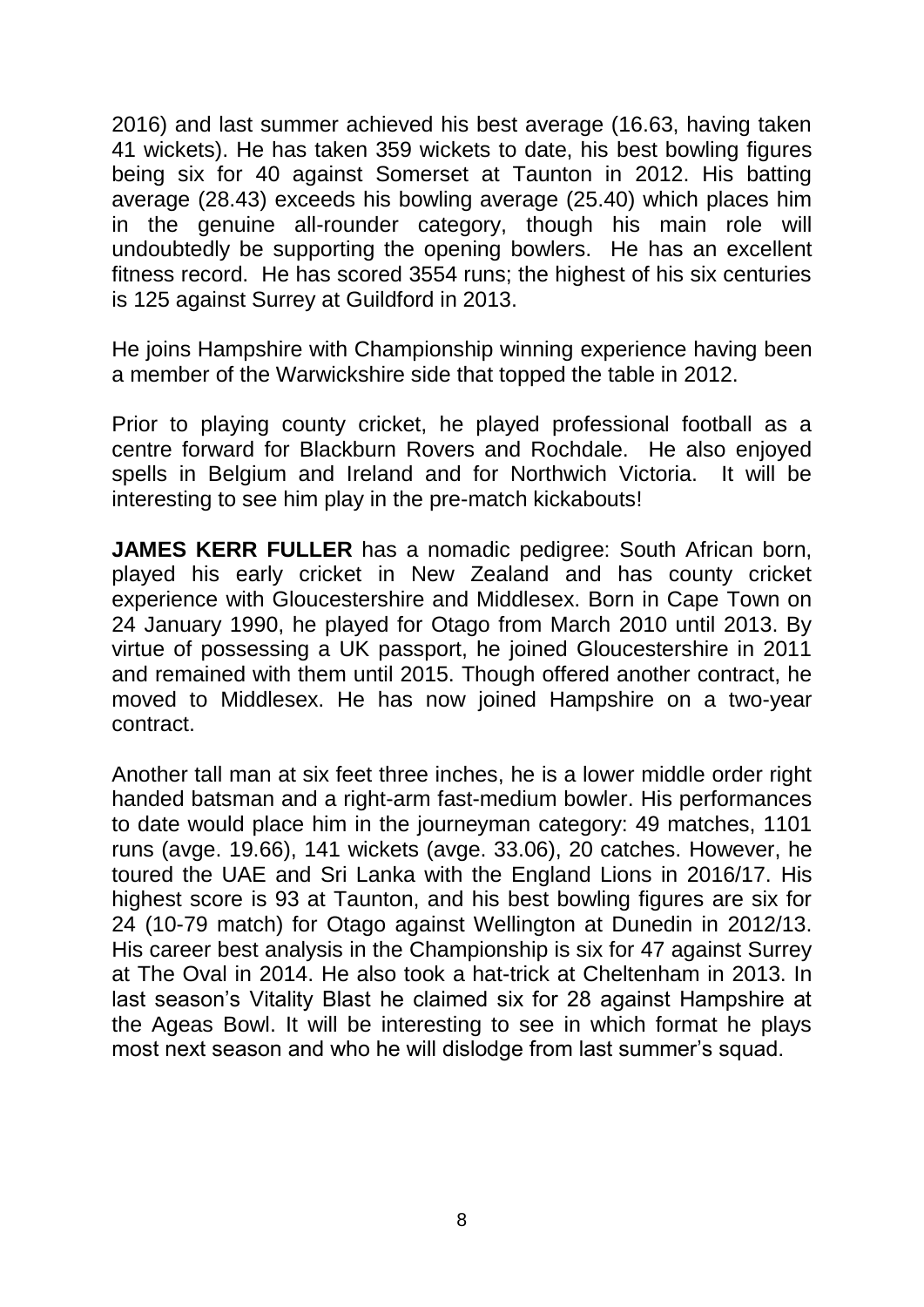2016) and last summer achieved his best average (16.63, having taken 41 wickets). He has taken 359 wickets to date, his best bowling figures being six for 40 against Somerset at Taunton in 2012. His batting average (28.43) exceeds his bowling average (25.40) which places him in the genuine all-rounder category, though his main role will undoubtedly be supporting the opening bowlers. He has an excellent fitness record. He has scored 3554 runs; the highest of his six centuries is 125 against Surrey at Guildford in 2013.

He joins Hampshire with Championship winning experience having been a member of the Warwickshire side that topped the table in 2012.

Prior to playing county cricket, he played professional football as a centre forward for Blackburn Rovers and Rochdale. He also enjoyed spells in Belgium and Ireland and for Northwich Victoria. It will be interesting to see him play in the pre-match kickabouts!

**JAMES KERR FULLER** has a nomadic pedigree: South African born, played his early cricket in New Zealand and has county cricket experience with Gloucestershire and Middlesex. Born in Cape Town on 24 January 1990, he played for Otago from March 2010 until 2013. By virtue of possessing a UK passport, he joined Gloucestershire in 2011 and remained with them until 2015. Though offered another contract, he moved to Middlesex. He has now joined Hampshire on a two-year contract.

Another tall man at six feet three inches, he is a lower middle order right handed batsman and a right-arm fast-medium bowler. His performances to date would place him in the journeyman category: 49 matches, 1101 runs (avge. 19.66), 141 wickets (avge. 33.06), 20 catches. However, he toured the UAE and Sri Lanka with the England Lions in 2016/17. His highest score is 93 at Taunton, and his best bowling figures are six for 24 (10-79 match) for Otago against Wellington at Dunedin in 2012/13. His career best analysis in the Championship is six for 47 against Surrey at The Oval in 2014. He also took a hat-trick at Cheltenham in 2013. In last season's Vitality Blast he claimed six for 28 against Hampshire at the Ageas Bowl. It will be interesting to see in which format he plays most next season and who he will dislodge from last summer's squad.